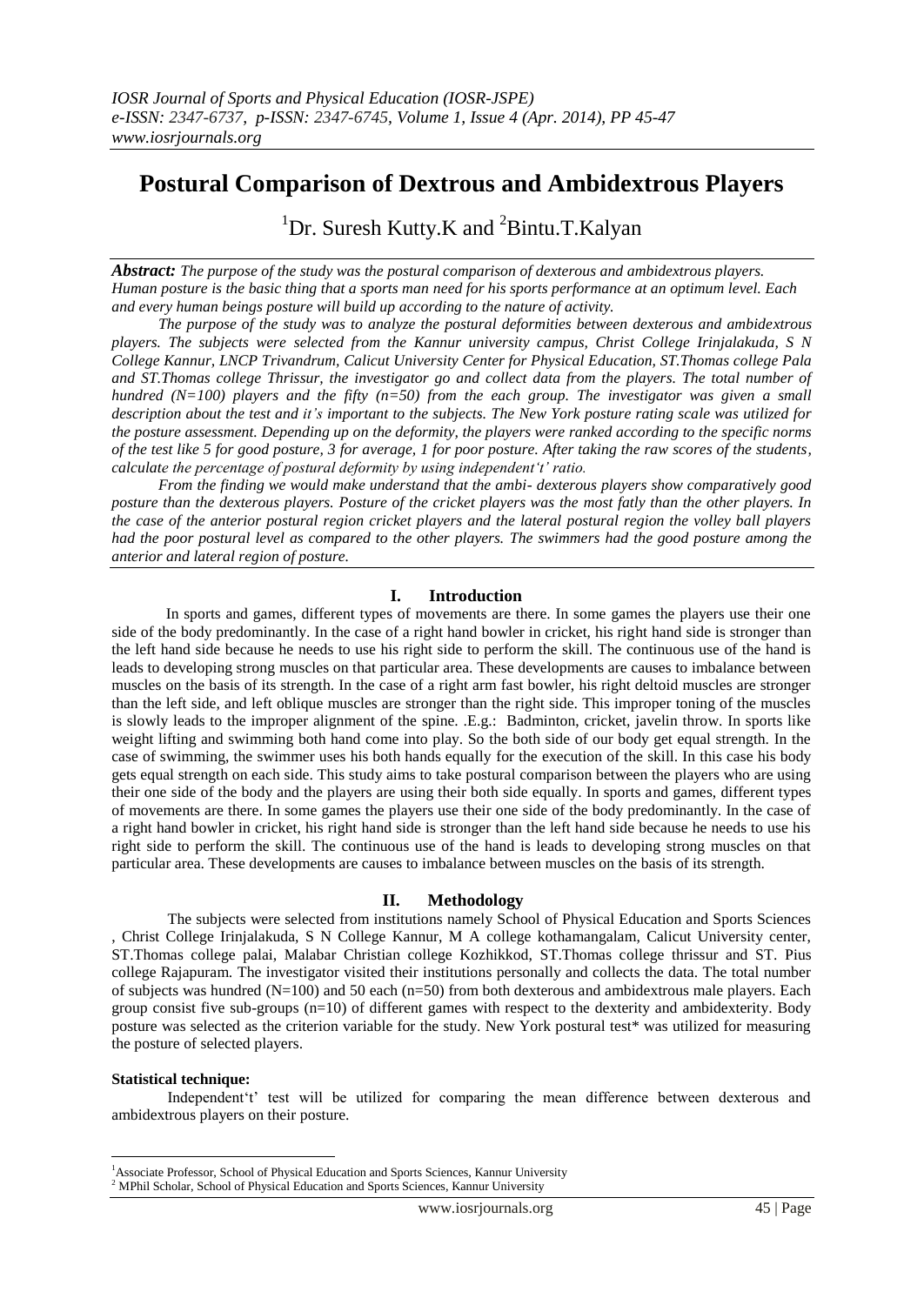# Postural Comparison of Dextrous and Ambidextrous Players

[1]Dr. Suresh Kutty.K and [2]Bintu.T.Kalyan

***Abstract:*** *The purpose of the study was the postural comparison of dexterous and ambidextrous players. Human posture is the basic thing that a sports man need for his sports performance at an optimum level. Each and every human beings posture will build up according to the nature of activity.*

*The purpose of the study was to analyze the postural deformities between dexterous and ambidextrous players. The subjects were selected from the Kannur university campus, Christ College Irinjalakuda, S N College Kannur, LNCP Trivandrum, Calicut University Center for Physical Education, ST.Thomas college Pala and ST.Thomas college Thrissur, the investigator go and collect data from the players. The total number of hundred (N=100) players and the fifty (n=50) from the each group. The investigator was given a small description about the test and it's important to the subjects. The New York posture rating scale was utilized for the posture assessment. Depending up on the deformity, the players were ranked according to the specific norms of the test like 5 for good posture, 3 for average, 1 for poor posture. After taking the raw scores of the students, calculate the percentage of postural deformity by using independent't' ratio.*

*From the finding we would make understand that the ambi- dexterous players show comparatively good posture than the dexterous players. Posture of the cricket players was the most fatly than the other players. In the case of the anterior postural region cricket players and the lateral postural region the volley ball players had the poor postural level as compared to the other players. The swimmers had the good posture among the anterior and lateral region of posture.*

## I. Introduction

In sports and games, different types of movements are there. In some games the players use their one side of the body predominantly. In the case of a right hand bowler in cricket, his right hand side is stronger than the left hand side because he needs to use his right side to perform the skill. The continuous use of the hand is leads to developing strong muscles on that particular area. These developments are causes to imbalance between muscles on the basis of its strength. In the case of a right arm fast bowler, his right deltoid muscles are stronger than the left side, and left oblique muscles are stronger than the right side. This improper toning of the muscles is slowly leads to the improper alignment of the spine. .E.g.: Badminton, cricket, javelin throw. In sports like weight lifting and swimming both hand come into play. So the both side of our body get equal strength. In the case of swimming, the swimmer uses his both hands equally for the execution of the skill. In this case his body gets equal strength on each side. This study aims to take postural comparison between the players who are using their one side of the body and the players are using their both side equally. In sports and games, different types of movements are there. In some games the players use their one side of the body predominantly. In the case of a right hand bowler in cricket, his right hand side is stronger than the left hand side because he needs to use his right side to perform the skill. The continuous use of the hand is leads to developing strong muscles on that particular area. These developments are causes to imbalance between muscles on the basis of its strength.

## II. Methodology

The subjects were selected from institutions namely School of Physical Education and Sports Sciences , Christ College Irinjalakuda, S N College Kannur, M A college kothamangalam, Calicut University center, ST.Thomas college palai, Malabar Christian college Kozhikkod, ST.Thomas college thrissur and ST. Pius college Rajapuram. The investigator visited their institutions personally and collects the data. The total number of subjects was hundred (N=100) and 50 each (n=50) from both dexterous and ambidextrous male players. Each group consist five sub-groups (n=10) of different games with respect to the dexterity and ambidexterity. Body posture was selected as the criterion variable for the study. New York postural test* was utilized for measuring the posture of selected players.

**Statistical technique:**

Independent't' test will be utilized for comparing the mean difference between dexterous and ambidextrous players on their posture.

---

[1]Associate Professor, School of Physical Education and Sports Sciences, Kannur University
[2] MPhil Scholar, School of Physical Education and Sports Sciences, Kannur University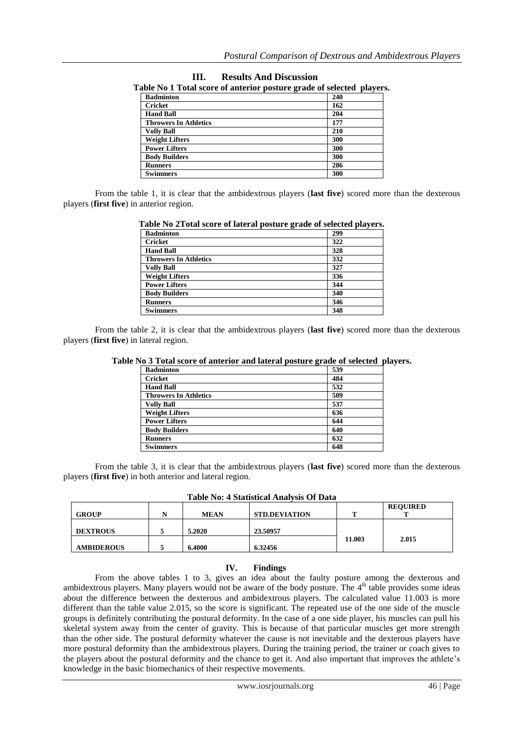## III. Results And Discussion

**Table No 1 Total score of anterior posture grade of selected players.**

| | |
|---|---|
| **Badminton** | **240** |
| **Cricket** | **162** |
| **Hand Ball** | **204** |
| **Throwers In Athletics** | **177** |
| **Volly Ball** | **210** |
| **Weight Lifters** | **300** |
| **Power Lifters** | **300** |
| **Body Builders** | **300** |
| **Runners** | **286** |
| **Swimmers** | **300** |

From the table 1, it is clear that the ambidextrous players (**last five**) scored more than the dexterous players (**first five**) in anterior region.

**Table No 2Total score of lateral posture grade of selected players.**

| | |
|---|---|
| **Badminton** | **299** |
| **Cricket** | **322** |
| **Hand Ball** | **328** |
| **Throwers In Athletics** | **332** |
| **Volly Ball** | **327** |
| **Weight Lifters** | **336** |
| **Power Lifters** | **344** |
| **Body Builders** | **340** |
| **Runners** | **346** |
| **Swimmers** | **348** |

From the table 2, it is clear that the ambidextrous players (**last five**) scored more than the dexterous players (**first five**) in lateral region.

**Table No 3 Total score of anterior and lateral posture grade of selected players.**

| | |
|---|---|
| **Badminton** | **539** |
| **Cricket** | **484** |
| **Hand Ball** | **532** |
| **Throwers In Athletics** | **509** |
| **Volly Ball** | **537** |
| **Weight Lifters** | **636** |
| **Power Lifters** | **644** |
| **Body Builders** | **640** |
| **Runners** | **632** |
| **Swimmers** | **648** |

From the table 3, it is clear that the ambidextrous players (**last five**) scored more than the dexterous players (**first five**) in both anterior and lateral region.

**Table No: 4 Statistical Analysis Of Data**

| GROUP | N | MEAN | STD.DEVIATION | T | REQUIRED T |
|---|---|---|---|---|---|
| **DEXTROUS** | **5** | **5.2020** | **23.50957** | **11.003** | **2.015** |
| **AMBIDEROUS** | **5** | **6.4000** | **6.32456** | | |

## IV. Findings

From the above tables 1 to 3, gives an idea about the faulty posture among the dexterous and ambidextrous players. Many players would not be aware of the body posture. The 4th table provides some ideas about the difference between the dexterous and ambidextrous players. The calculated value 11.003 is more different than the table value 2.015, so the score is significant. The repeated use of the one side of the muscle groups is definitely contributing the postural deformity. In the case of a one side player, his muscles can pull his skeletal system away from the center of gravity. This is because of that particular muscles get more strength than the other side. The postural deformity whatever the cause is not inevitable and the dexterous players have more postural deformity than the ambidextrous players. During the training period, the trainer or coach gives to the players about the postural deformity and the chance to get it. And also important that improves the athlete's knowledge in the basic biomechanics of their respective movements.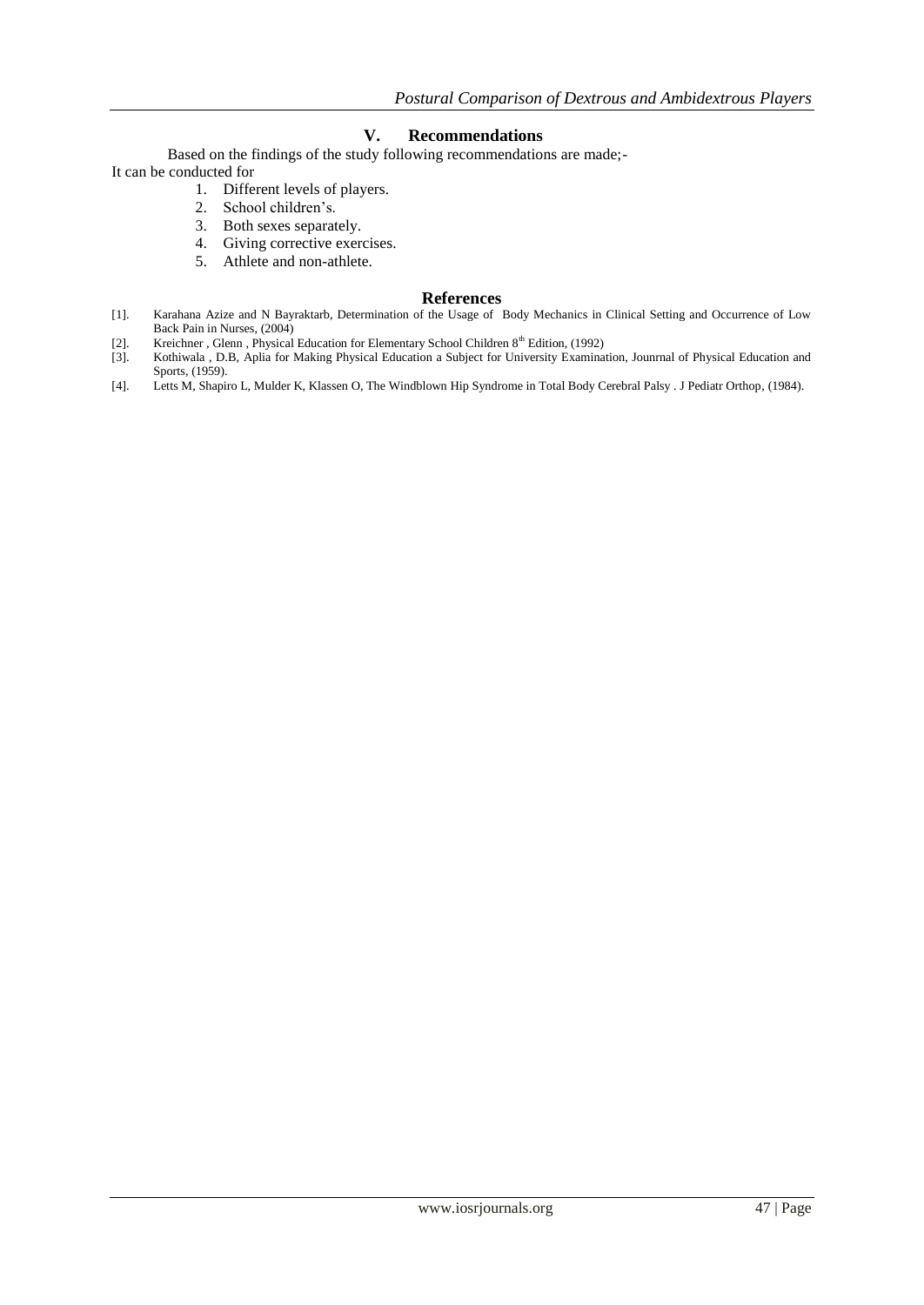## V. Recommendations

Based on the findings of the study following recommendations are made;-

It can be conducted for

1. Different levels of players.
2. School children's.
3. Both sexes separately.
4. Giving corrective exercises.
5. Athlete and non-athlete.

## References

[1]. Karahana Azize and N Bayraktarb, Determination of the Usage of Body Mechanics in Clinical Setting and Occurrence of Low Back Pain in Nurses, (2004)

[2]. Kreichner , Glenn , Physical Education for Elementary School Children 8th Edition, (1992)

[3]. Kothiwala , D.B, Aplia for Making Physical Education a Subject for University Examination, Jounrnal of Physical Education and Sports, (1959).

[4]. Letts M, Shapiro L, Mulder K, Klassen O, The Windblown Hip Syndrome in Total Body Cerebral Palsy . J Pediatr Orthop, (1984).